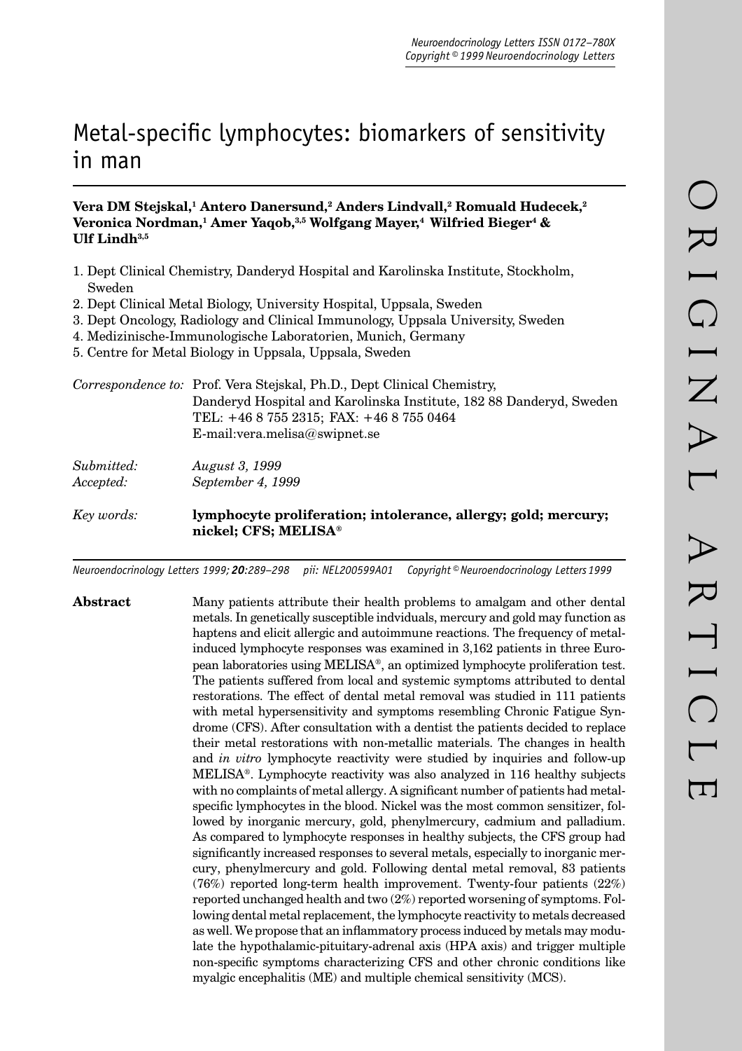# Metal-specific lymphocytes: biomarkers of sensitivity in man

**Vera DM Stejskal,[1] Antero Danersund,[2] Anders Lindvall,[2] Romuald Hudecek,[2] Veronica Nordman,[1] Amer Yaqob,[3,5] Wolfgang Mayer,[4] Wilfried Bieger[4] & Ulf Lindh[3,5]**

1. Dept Clinical Chemistry, Danderyd Hospital and Karolinska Institute, Stockholm, Sweden
2. Dept Clinical Metal Biology, University Hospital, Uppsala, Sweden
3. Dept Oncology, Radiology and Clinical Immunology, Uppsala University, Sweden
4. Medizinische-Immunologische Laboratorien, Munich, Germany
5. Centre for Metal Biology in Uppsala, Uppsala, Sweden

*Correspondence to:* Prof. Vera Stejskal, Ph.D., Dept Clinical Chemistry, Danderyd Hospital and Karolinska Institute, 182 88 Danderyd, Sweden
TEL: +46 8 755 2315; FAX: +46 8 755 0464
E-mail:vera.melisa@swipnet.se

*Submitted:* *August 3, 1999*
*Accepted:* *September 4, 1999*

*Key words:* **lymphocyte proliferation; intolerance, allergy; gold; mercury; nickel; CFS; MELISA®**

Neuroendocrinology Letters 1999; **20**:289–298 pii: NEL200599A01 Copyright © Neuroendocrinology Letters 1999

**Abstract** Many patients attribute their health problems to amalgam and other dental metals. In genetically susceptible indviduals, mercury and gold may function as haptens and elicit allergic and autoimmune reactions. The frequency of metal-induced lymphocyte responses was examined in 3,162 patients in three European laboratories using MELISA®, an optimized lymphocyte proliferation test. The patients suffered from local and systemic symptoms attributed to dental restorations. The effect of dental metal removal was studied in 111 patients with metal hypersensitivity and symptoms resembling Chronic Fatigue Syndrome (CFS). After consultation with a dentist the patients decided to replace their metal restorations with non-metallic materials. The changes in health and *in vitro* lymphocyte reactivity were studied by inquiries and follow-up MELISA®. Lymphocyte reactivity was also analyzed in 116 healthy subjects with no complaints of metal allergy. A significant number of patients had metal-specific lymphocytes in the blood. Nickel was the most common sensitizer, followed by inorganic mercury, gold, phenylmercury, cadmium and palladium. As compared to lymphocyte responses in healthy subjects, the CFS group had significantly increased responses to several metals, especially to inorganic mercury, phenylmercury and gold. Following dental metal removal, 83 patients (76%) reported long-term health improvement. Twenty-four patients (22%) reported unchanged health and two (2%) reported worsening of symptoms. Following dental metal replacement, the lymphocyte reactivity to metals decreased as well. We propose that an inflammatory process induced by metals may modulate the hypothalamic-pituitary-adrenal axis (HPA axis) and trigger multiple non-specific symptoms characterizing CFS and other chronic conditions like myalgic encephalitis (ME) and multiple chemical sensitivity (MCS).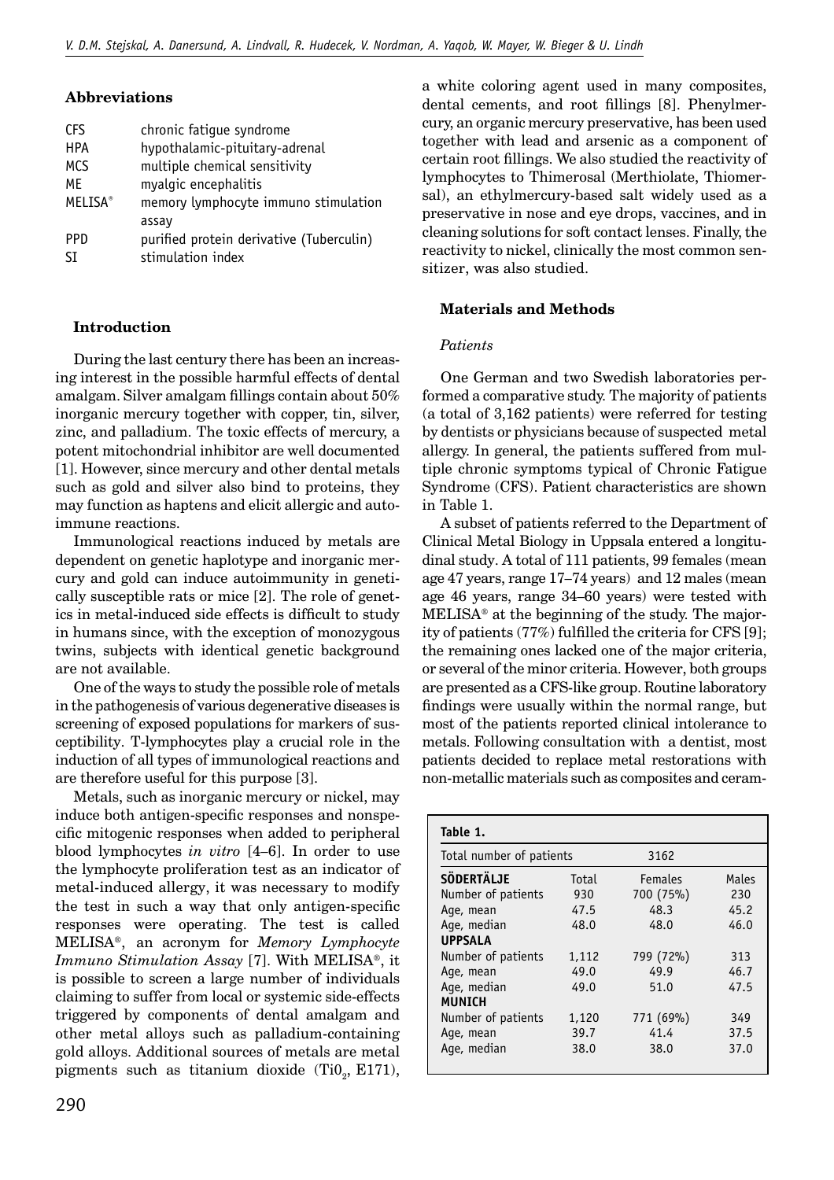### Abbreviations

| | |
|---|---|
| CFS | chronic fatigue syndrome |
| HPA | hypothalamic-pituitary-adrenal |
| MCS | multiple chemical sensitivity |
| ME | myalgic encephalitis |
| MELISA® | memory lymphocyte immuno stimulation assay |
| PPD | purified protein derivative (Tuberculin) |
| SI | stimulation index |

### Introduction

During the last century there has been an increasing interest in the possible harmful effects of dental amalgam. Silver amalgam fillings contain about 50% inorganic mercury together with copper, tin, silver, zinc, and palladium. The toxic effects of mercury, a potent mitochondrial inhibitor are well documented [1]. However, since mercury and other dental metals such as gold and silver also bind to proteins, they may function as haptens and elicit allergic and autoimmune reactions.

Immunological reactions induced by metals are dependent on genetic haplotype and inorganic mercury and gold can induce autoimmunity in genetically susceptible rats or mice [2]. The role of genetics in metal-induced side effects is difficult to study in humans since, with the exception of monozygous twins, subjects with identical genetic background are not available.

One of the ways to study the possible role of metals in the pathogenesis of various degenerative diseases is screening of exposed populations for markers of susceptibility. T-lymphocytes play a crucial role in the induction of all types of immunological reactions and are therefore useful for this purpose [3].

Metals, such as inorganic mercury or nickel, may induce both antigen-specific responses and nonspecific mitogenic responses when added to peripheral blood lymphocytes *in vitro* [4–6]. In order to use the lymphocyte proliferation test as an indicator of metal-induced allergy, it was necessary to modify the test in such a way that only antigen-specific responses were operating. The test is called MELISA®, an acronym for *Memory Lymphocyte Immuno Stimulation Assay* [7]. With MELISA®, it is possible to screen a large number of individuals claiming to suffer from local or systemic side-effects triggered by components of dental amalgam and other metal alloys such as palladium-containing gold alloys. Additional sources of metals are metal pigments such as titanium dioxide ($TiO_2$, E171), a white coloring agent used in many composites, dental cements, and root fillings [8]. Phenylmercury, an organic mercury preservative, has been used together with lead and arsenic as a component of certain root fillings. We also studied the reactivity of lymphocytes to Thimerosal (Merthiolate, Thiomersal), an ethylmercury-based salt widely used as a preservative in nose and eye drops, vaccines, and in cleaning solutions for soft contact lenses. Finally, the reactivity to nickel, clinically the most common sensitizer, was also studied.

### Materials and Methods

#### *Patients*

One German and two Swedish laboratories performed a comparative study. The majority of patients (a total of 3,162 patients) were referred for testing by dentists or physicians because of suspected metal allergy. In general, the patients suffered from multiple chronic symptoms typical of Chronic Fatigue Syndrome (CFS). Patient characteristics are shown in Table 1.

A subset of patients referred to the Department of Clinical Metal Biology in Uppsala entered a longitudinal study. A total of 111 patients, 99 females (mean age 47 years, range 17–74 years) and 12 males (mean age 46 years, range 34–60 years) were tested with MELISA® at the beginning of the study. The majority of patients (77%) fulfilled the criteria for CFS [9]; the remaining ones lacked one of the major criteria, or several of the minor criteria. However, both groups are presented as a CFS-like group. Routine laboratory findings were usually within the normal range, but most of the patients reported clinical intolerance to metals. Following consultation with a dentist, most patients decided to replace metal restorations with non-metallic materials such as composites and ceram-

**Table 1.**

| Total number of patients | | 3162 | |
|---|---|---|---|
| **SÖDERTÄLJE** | Total | Females | Males |
| Number of patients | 930 | 700 (75%) | 230 |
| Age, mean | 47.5 | 48.3 | 45.2 |
| Age, median | 48.0 | 48.0 | 46.0 |
| **UPPSALA** | | | |
| Number of patients | 1,112 | 799 (72%) | 313 |
| Age, mean | 49.0 | 49.9 | 46.7 |
| Age, median | 49.0 | 51.0 | 47.5 |
| **MUNICH** | | | |
| Number of patients | 1,120 | 771 (69%) | 349 |
| Age, mean | 39.7 | 41.4 | 37.5 |
| Age, median | 38.0 | 38.0 | 37.0 |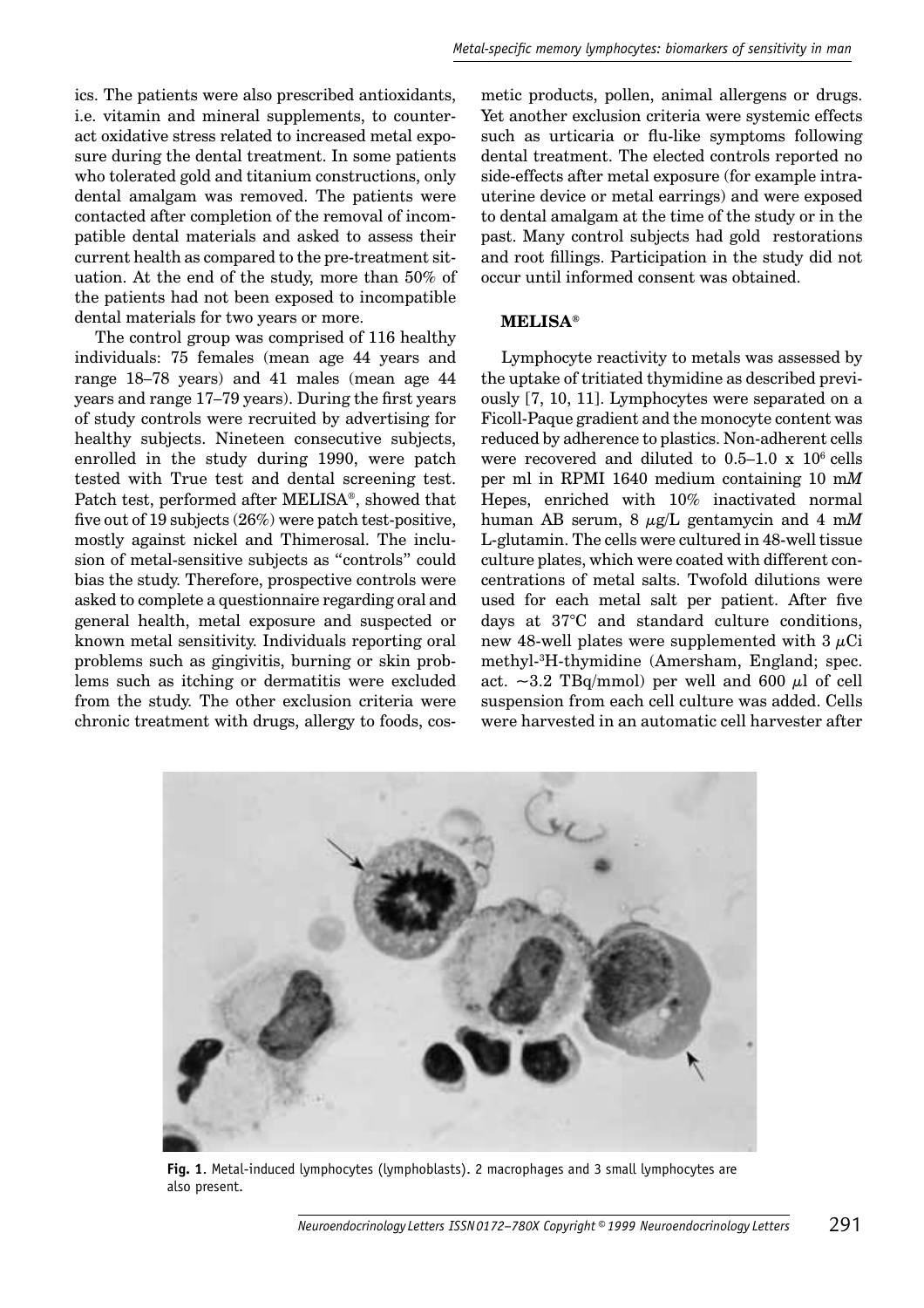ics. The patients were also prescribed antioxidants, i.e. vitamin and mineral supplements, to counteract oxidative stress related to increased metal exposure during the dental treatment. In some patients who tolerated gold and titanium constructions, only dental amalgam was removed. The patients were contacted after completion of the removal of incompatible dental materials and asked to assess their current health as compared to the pre-treatment situation. At the end of the study, more than 50% of the patients had not been exposed to incompatible dental materials for two years or more.

The control group was comprised of 116 healthy individuals: 75 females (mean age 44 years and range 18–78 years) and 41 males (mean age 44 years and range 17–79 years). During the first years of study controls were recruited by advertising for healthy subjects. Nineteen consecutive subjects, enrolled in the study during 1990, were patch tested with True test and dental screening test. Patch test, performed after MELISA®, showed that five out of 19 subjects (26%) were patch test-positive, mostly against nickel and Thimerosal. The inclusion of metal-sensitive subjects as "controls" could bias the study. Therefore, prospective controls were asked to complete a questionnaire regarding oral and general health, metal exposure and suspected or known metal sensitivity. Individuals reporting oral problems such as gingivitis, burning or skin problems such as itching or dermatitis were excluded from the study. The other exclusion criteria were chronic treatment with drugs, allergy to foods, cosmetic products, pollen, animal allergens or drugs. Yet another exclusion criteria were systemic effects such as urticaria or flu-like symptoms following dental treatment. The elected controls reported no side-effects after metal exposure (for example intrauterine device or metal earrings) and were exposed to dental amalgam at the time of the study or in the past. Many control subjects had gold restorations and root fillings. Participation in the study did not occur until informed consent was obtained.

### MELISA®

Lymphocyte reactivity to metals was assessed by the uptake of tritiated thymidine as described previously [7, 10, 11]. Lymphocytes were separated on a Ficoll-Paque gradient and the monocyte content was reduced by adherence to plastics. Non-adherent cells were recovered and diluted to $0.5–1.0 \times 10^6$ cells per ml in RPMI 1640 medium containing 10 m*M* Hepes, enriched with 10% inactivated normal human AB serum, 8 $\mu$g/L gentamycin and 4 m*M* L-glutamin. The cells were cultured in 48-well tissue culture plates, which were coated with different concentrations of metal salts. Twofold dilutions were used for each metal salt per patient. After five days at 37°C and standard culture conditions, new 48-well plates were supplemented with 3 $\mu$Ci methyl-$^3$H-thymidine (Amersham, England; spec. act. ~3.2 TBq/mmol) per well and 600 $\mu$l of cell suspension from each cell culture was added. Cells were harvested in an automatic cell harvester after

**Fig. 1**. Metal-induced lymphocytes (lymphoblasts). 2 macrophages and 3 small lymphocytes are also present.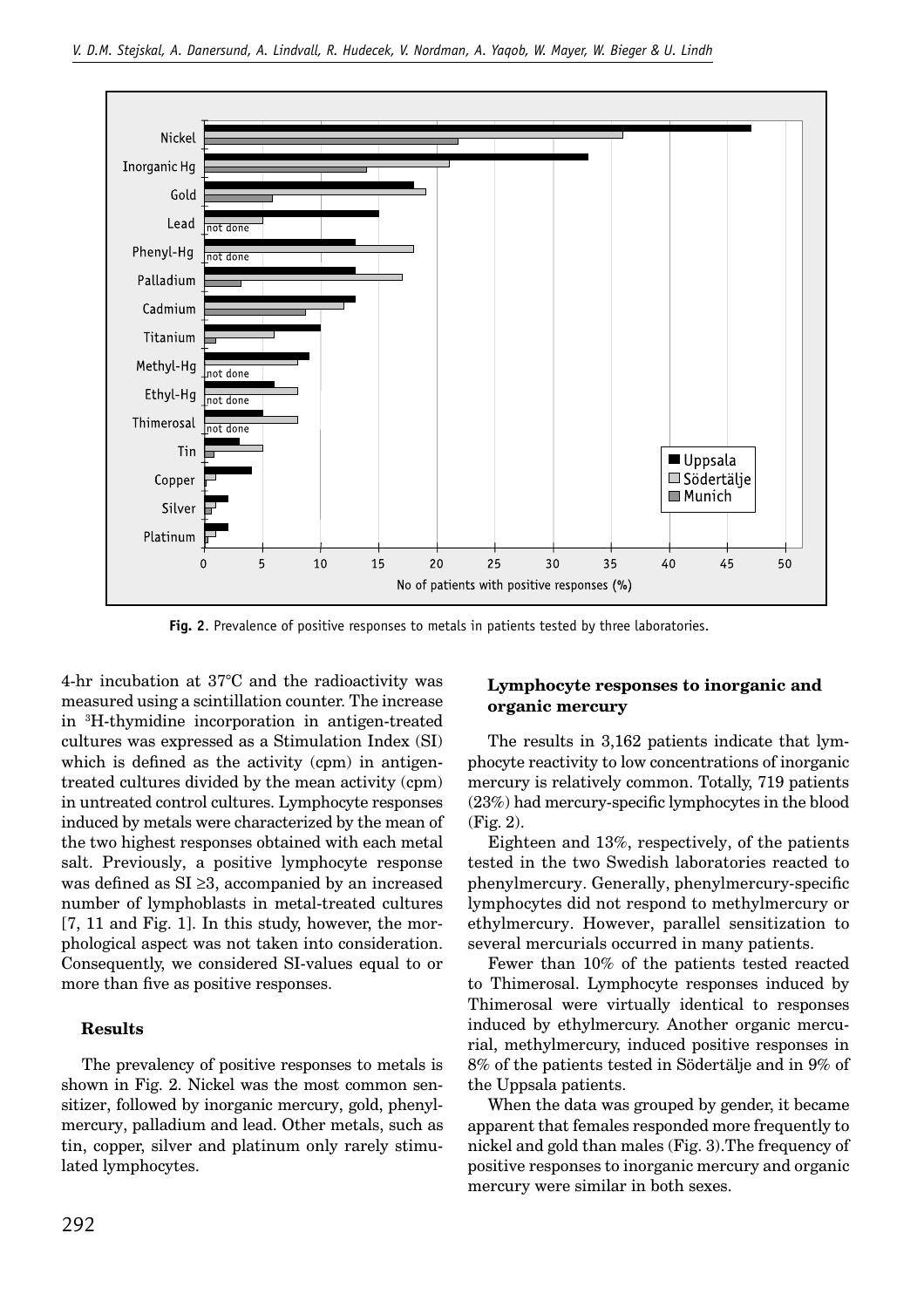**Fig. 2.** Prevalence of positive responses to metals in patients tested by three laboratories.

4-hr incubation at 37°C and the radioactivity was measured using a scintillation counter. The increase in $^{3}$H-thymidine incorporation in antigen-treated cultures was expressed as a Stimulation Index (SI) which is defined as the activity (cpm) in antigen-treated cultures divided by the mean activity (cpm) in untreated control cultures. Lymphocyte responses induced by metals were characterized by the mean of the two highest responses obtained with each metal salt. Previously, a positive lymphocyte response was defined as SI ≥3, accompanied by an increased number of lymphoblasts in metal-treated cultures [7, 11 and Fig. 1]. In this study, however, the morphological aspect was not taken into consideration. Consequently, we considered SI-values equal to or more than five as positive responses.

## Results

The prevalency of positive responses to metals is shown in Fig. 2. Nickel was the most common sensitizer, followed by inorganic mercury, gold, phenylmercury, palladium and lead. Other metals, such as tin, copper, silver and platinum only rarely stimulated lymphocytes.

### Lymphocyte responses to inorganic and organic mercury

The results in 3,162 patients indicate that lymphocyte reactivity to low concentrations of inorganic mercury is relatively common. Totally, 719 patients (23%) had mercury-specific lymphocytes in the blood (Fig. 2).

Eighteen and 13%, respectively, of the patients tested in the two Swedish laboratories reacted to phenylmercury. Generally, phenylmercury-specific lymphocytes did not respond to methylmercury or ethylmercury. However, parallel sensitization to several mercurials occurred in many patients.

Fewer than 10% of the patients tested reacted to Thimerosal. Lymphocyte responses induced by Thimerosal were virtually identical to responses induced by ethylmercury. Another organic mercurial, methylmercury, induced positive responses in 8% of the patients tested in Södertälje and in 9% of the Uppsala patients.

When the data was grouped by gender, it became apparent that females responded more frequently to nickel and gold than males (Fig. 3).The frequency of positive responses to inorganic mercury and organic mercury were similar in both sexes.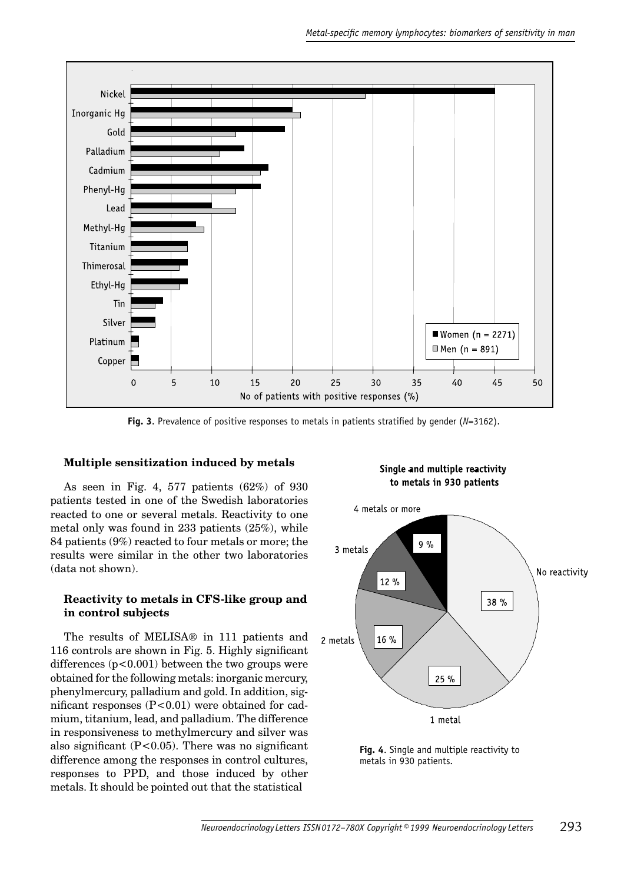**Fig. 3**. Prevalence of positive responses to metals in patients stratified by gender (*N*=3162).

### Multiple sensitization induced by metals

As seen in Fig. 4, 577 patients (62%) of 930 patients tested in one of the Swedish laboratories reacted to one or several metals. Reactivity to one metal only was found in 233 patients (25%), while 84 patients (9%) reacted to four metals or more; the results were similar in the other two laboratories (data not shown).

### Reactivity to metals in CFS-like group and in control subjects

The results of MELISA® in 111 patients and 116 controls are shown in Fig. 5. Highly significant differences ($p<0.001$) between the two groups were obtained for the following metals: inorganic mercury, phenylmercury, palladium and gold. In addition, significant responses ($P<0.01$) were obtained for cadmium, titanium, lead, and palladium. The difference in responsiveness to methylmercury and silver was also significant ($P<0.05$). There was no significant difference among the responses in control cultures, responses to PPD, and those induced by other metals. It should be pointed out that the statistical

**Fig. 4**. Single and multiple reactivity to metals in 930 patients.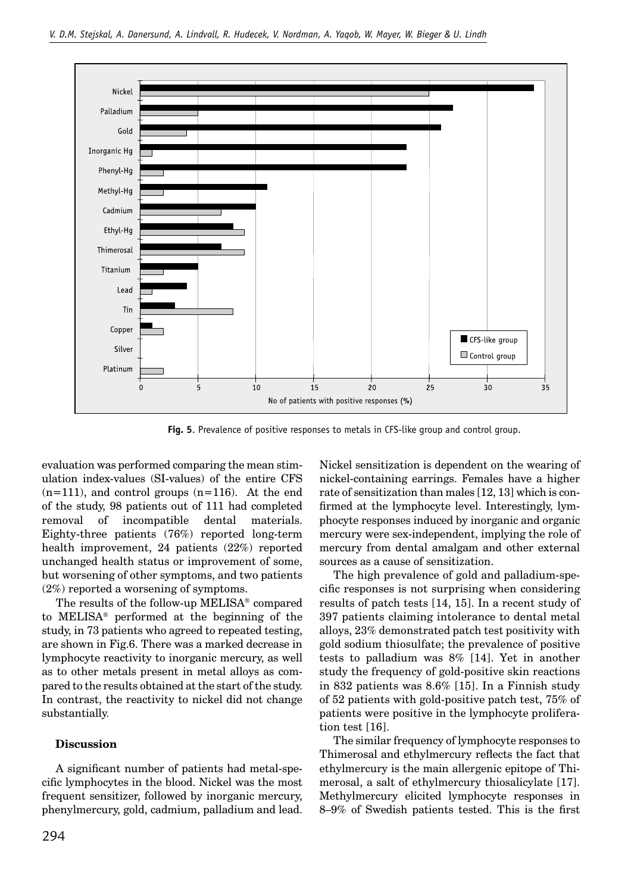Fig. 5. Prevalence of positive responses to metals in CFS-like group and control group.

evaluation was performed comparing the mean stimulation index-values (SI-values) of the entire CFS (n=111), and control groups (n=116). At the end of the study, 98 patients out of 111 had completed removal of incompatible dental materials. Eighty-three patients (76%) reported long-term health improvement, 24 patients (22%) reported unchanged health status or improvement of some, but worsening of other symptoms, and two patients (2%) reported a worsening of symptoms.

The results of the follow-up MELISA® compared to MELISA® performed at the beginning of the study, in 73 patients who agreed to repeated testing, are shown in Fig.6. There was a marked decrease in lymphocyte reactivity to inorganic mercury, as well as to other metals present in metal alloys as compared to the results obtained at the start of the study. In contrast, the reactivity to nickel did not change substantially.

## Discussion

A significant number of patients had metal-specific lymphocytes in the blood. Nickel was the most frequent sensitizer, followed by inorganic mercury, phenylmercury, gold, cadmium, palladium and lead. Nickel sensitization is dependent on the wearing of nickel-containing earrings. Females have a higher rate of sensitization than males [12, 13] which is confirmed at the lymphocyte level. Interestingly, lymphocyte responses induced by inorganic and organic mercury were sex-independent, implying the role of mercury from dental amalgam and other external sources as a cause of sensitization.

The high prevalence of gold and palladium-specific responses is not surprising when considering results of patch tests [14, 15]. In a recent study of 397 patients claiming intolerance to dental metal alloys, 23% demonstrated patch test positivity with gold sodium thiosulfate; the prevalence of positive tests to palladium was 8% [14]. Yet in another study the frequency of gold-positive skin reactions in 832 patients was 8.6% [15]. In a Finnish study of 52 patients with gold-positive patch test, 75% of patients were positive in the lymphocyte proliferation test [16].

The similar frequency of lymphocyte responses to Thimerosal and ethylmercury reflects the fact that ethylmercury is the main allergenic epitope of Thimerosal, a salt of ethylmercury thiosalicylate [17]. Methylmercury elicited lymphocyte responses in 8–9% of Swedish patients tested. This is the first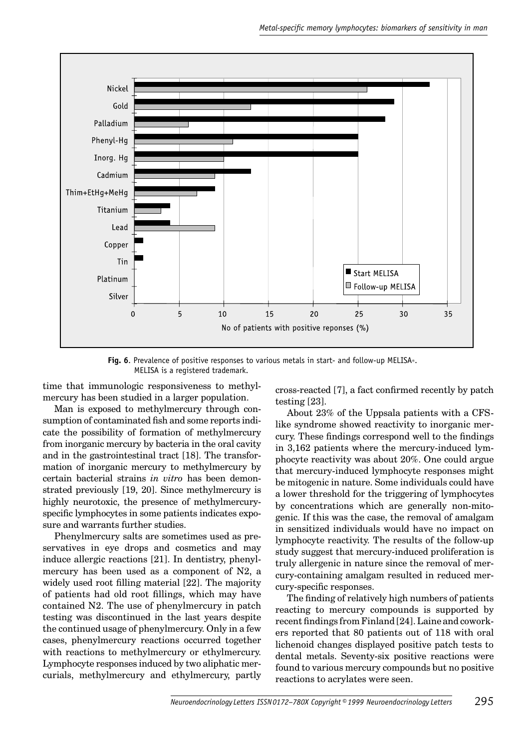Fig. 6. Prevalence of positive responses to various metals in start- and follow-up MELISA®. MELISA is a registered trademark.

time that immunologic responsiveness to methylmercury has been studied in a larger population.

Man is exposed to methylmercury through consumption of contaminated fish and some reports indicate the possibility of formation of methylmercury from inorganic mercury by bacteria in the oral cavity and in the gastrointestinal tract [18]. The transformation of inorganic mercury to methylmercury by certain bacterial strains *in vitro* has been demonstrated previously [19, 20]. Since methylmercury is highly neurotoxic, the presence of methylmercury-specific lymphocytes in some patients indicates exposure and warrants further studies.

Phenylmercury salts are sometimes used as preservatives in eye drops and cosmetics and may induce allergic reactions [21]. In dentistry, phenylmercury has been used as a component of N2, a widely used root filling material [22]. The majority of patients had old root fillings, which may have contained N2. The use of phenylmercury in patch testing was discontinued in the last years despite the continued usage of phenylmercury. Only in a few cases, phenylmercury reactions occurred together with reactions to methylmercury or ethylmercury. Lymphocyte responses induced by two aliphatic mercurials, methylmercury and ethylmercury, partly cross-reacted [7], a fact confirmed recently by patch testing [23].

About 23% of the Uppsala patients with a CFS-like syndrome showed reactivity to inorganic mercury. These findings correspond well to the findings in 3,162 patients where the mercury-induced lymphocyte reactivity was about 20%. One could argue that mercury-induced lymphocyte responses might be mitogenic in nature. Some individuals could have a lower threshold for the triggering of lymphocytes by concentrations which are generally non-mitogenic. If this was the case, the removal of amalgam in sensitized individuals would have no impact on lymphocyte reactivity. The results of the follow-up study suggest that mercury-induced proliferation is truly allergenic in nature since the removal of mercury-containing amalgam resulted in reduced mercury-specific responses.

The finding of relatively high numbers of patients reacting to mercury compounds is supported by recent findings from Finland [24]. Laine and coworkers reported that 80 patients out of 118 with oral lichenoid changes displayed positive patch tests to dental metals. Seventy-six positive reactions were found to various mercury compounds but no positive reactions to acrylates were seen.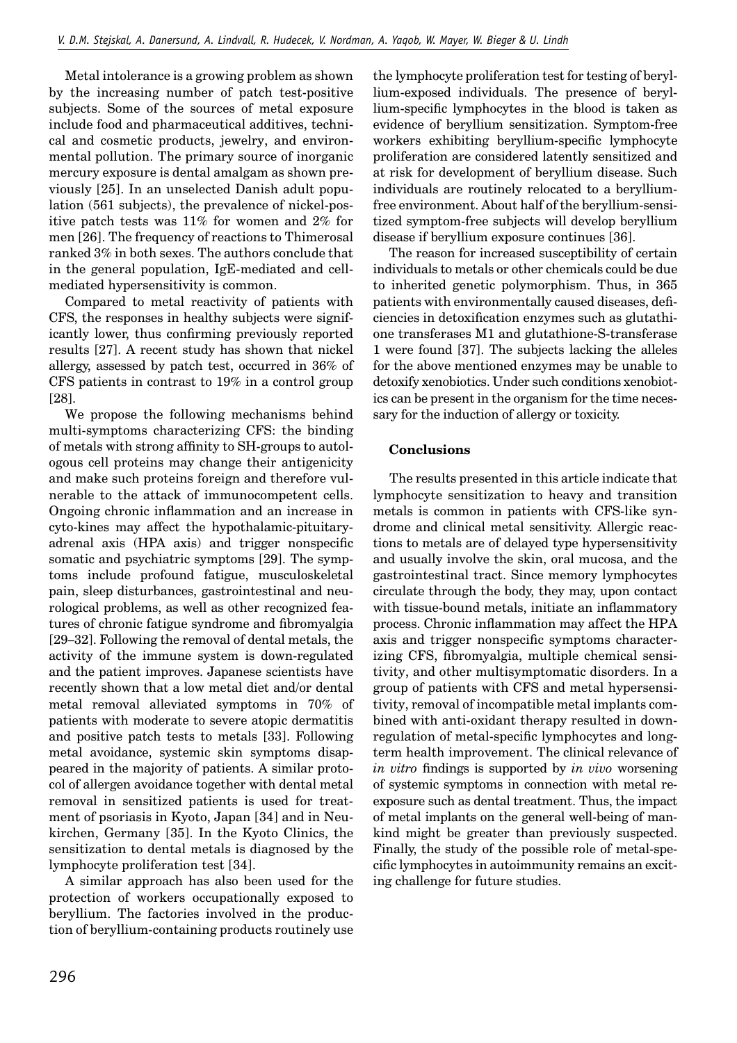Metal intolerance is a growing problem as shown by the increasing number of patch test-positive subjects. Some of the sources of metal exposure include food and pharmaceutical additives, technical and cosmetic products, jewelry, and environmental pollution. The primary source of inorganic mercury exposure is dental amalgam as shown previously [25]. In an unselected Danish adult population (561 subjects), the prevalence of nickel-positive patch tests was 11% for women and 2% for men [26]. The frequency of reactions to Thimerosal ranked 3% in both sexes. The authors conclude that in the general population, IgE-mediated and cell-mediated hypersensitivity is common.

Compared to metal reactivity of patients with CFS, the responses in healthy subjects were significantly lower, thus confirming previously reported results [27]. A recent study has shown that nickel allergy, assessed by patch test, occurred in 36% of CFS patients in contrast to 19% in a control group [28].

We propose the following mechanisms behind multi-symptoms characterizing CFS: the binding of metals with strong affinity to SH-groups to autologous cell proteins may change their antigenicity and make such proteins foreign and therefore vulnerable to the attack of immunocompetent cells. Ongoing chronic inflammation and an increase in cyto-kines may affect the hypothalamic-pituitary-adrenal axis (HPA axis) and trigger nonspecific somatic and psychiatric symptoms [29]. The symptoms include profound fatigue, musculoskeletal pain, sleep disturbances, gastrointestinal and neurological problems, as well as other recognized features of chronic fatigue syndrome and fibromyalgia [29–32]. Following the removal of dental metals, the activity of the immune system is down-regulated and the patient improves. Japanese scientists have recently shown that a low metal diet and/or dental metal removal alleviated symptoms in 70% of patients with moderate to severe atopic dermatitis and positive patch tests to metals [33]. Following metal avoidance, systemic skin symptoms disappeared in the majority of patients. A similar protocol of allergen avoidance together with dental metal removal in sensitized patients is used for treatment of psoriasis in Kyoto, Japan [34] and in Neukirchen, Germany [35]. In the Kyoto Clinics, the sensitization to dental metals is diagnosed by the lymphocyte proliferation test [34].

A similar approach has also been used for the protection of workers occupationally exposed to beryllium. The factories involved in the production of beryllium-containing products routinely use the lymphocyte proliferation test for testing of beryllium-exposed individuals. The presence of beryllium-specific lymphocytes in the blood is taken as evidence of beryllium sensitization. Symptom-free workers exhibiting beryllium-specific lymphocyte proliferation are considered latently sensitized and at risk for development of beryllium disease. Such individuals are routinely relocated to a beryllium-free environment. About half of the beryllium-sensitized symptom-free subjects will develop beryllium disease if beryllium exposure continues [36].

The reason for increased susceptibility of certain individuals to metals or other chemicals could be due to inherited genetic polymorphism. Thus, in 365 patients with environmentally caused diseases, deficiencies in detoxification enzymes such as glutathione transferases M1 and glutathione-S-transferase 1 were found [37]. The subjects lacking the alleles for the above mentioned enzymes may be unable to detoxify xenobiotics. Under such conditions xenobiotics can be present in the organism for the time necessary for the induction of allergy or toxicity.

## Conclusions

The results presented in this article indicate that lymphocyte sensitization to heavy and transition metals is common in patients with CFS-like syndrome and clinical metal sensitivity. Allergic reactions to metals are of delayed type hypersensitivity and usually involve the skin, oral mucosa, and the gastrointestinal tract. Since memory lymphocytes circulate through the body, they may, upon contact with tissue-bound metals, initiate an inflammatory process. Chronic inflammation may affect the HPA axis and trigger nonspecific symptoms characterizing CFS, fibromyalgia, multiple chemical sensitivity, and other multisymptomatic disorders. In a group of patients with CFS and metal hypersensitivity, removal of incompatible metal implants combined with anti-oxidant therapy resulted in down-regulation of metal-specific lymphocytes and long-term health improvement. The clinical relevance of *in vitro* findings is supported by *in vivo* worsening of systemic symptoms in connection with metal re-exposure such as dental treatment. Thus, the impact of metal implants on the general well-being of mankind might be greater than previously suspected. Finally, the study of the possible role of metal-specific lymphocytes in autoimmunity remains an exciting challenge for future studies.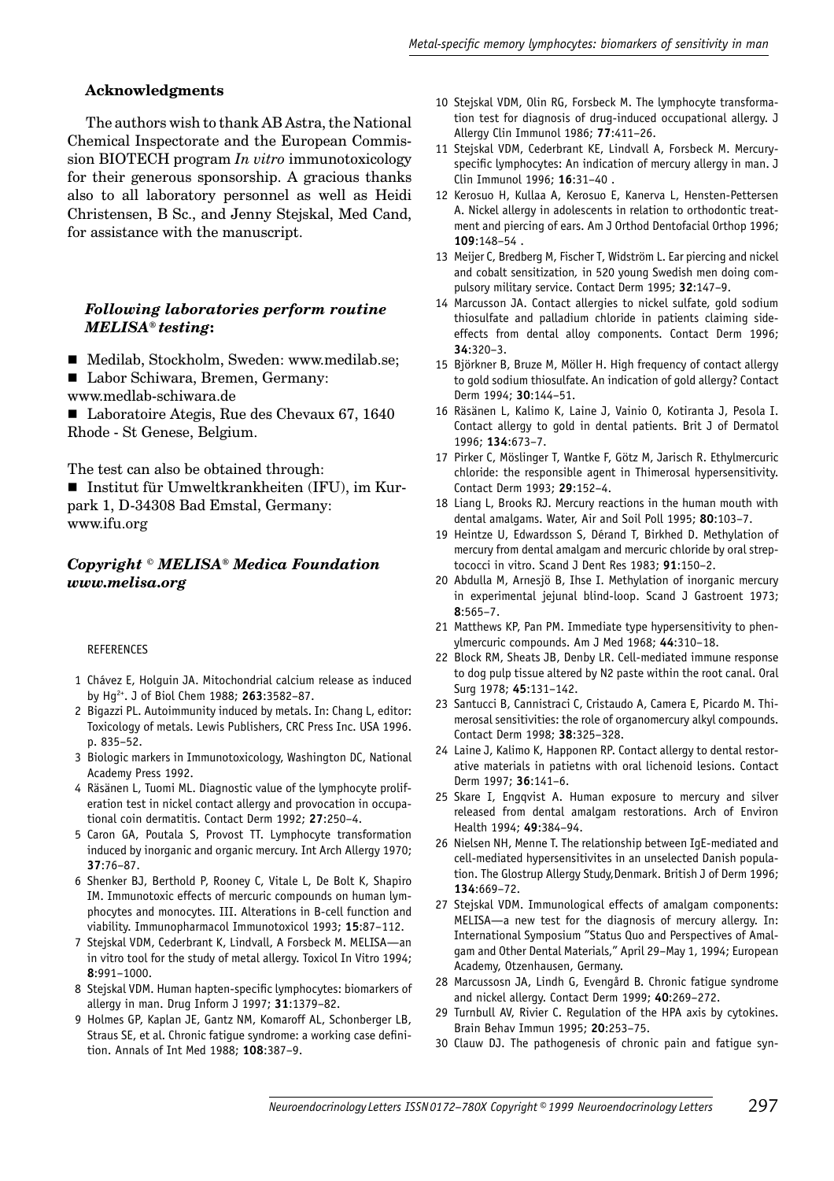## Acknowledgments

The authors wish to thank AB Astra, the National Chemical Inspectorate and the European Commission BIOTECH program *In vitro* immunotoxicology for their generous sponsorship. A gracious thanks also to all laboratory personnel as well as Heidi Christensen, B Sc., and Jenny Stejskal, Med Cand, for assistance with the manuscript.

### *Following laboratories perform routine MELISA® testing*:

- Medilab, Stockholm, Sweden: www.medilab.se;
- Labor Schiwara, Bremen, Germany: www.medlab-schiwara.de
- Laboratoire Ategis, Rue des Chevaux 67, 1640 Rhode - St Genese, Belgium.

The test can also be obtained through:

- Institut für Umweltkrankheiten (IFU), im Kurpark 1, D-34308 Bad Emstal, Germany: www.ifu.org

### *Copyright © MELISA® Medica Foundation www.melisa.org*

REFERENCES

1 Chávez E, Holguin JA. Mitochondrial calcium release as induced by $Hg^{2+}$. J of Biol Chem 1988; **263**:3582–87.
2 Bigazzi PL. Autoimmunity induced by metals. In: Chang L, editor: Toxicology of metals. Lewis Publishers, CRC Press Inc. USA 1996. p. 835–52.
3 Biologic markers in Immunotoxicology, Washington DC, National Academy Press 1992.
4 Räsänen L, Tuomi ML. Diagnostic value of the lymphocyte proliferation test in nickel contact allergy and provocation in occupational coin dermatitis. Contact Derm 1992; **27**:250–4.
5 Caron GA, Poutala S, Provost TT. Lymphocyte transformation induced by inorganic and organic mercury. Int Arch Allergy 1970; **37**:76–87.
6 Shenker BJ, Berthold P, Rooney C, Vitale L, De Bolt K, Shapiro IM. Immunotoxic effects of mercuric compounds on human lymphocytes and monocytes. III. Alterations in B-cell function and viability. Immunopharmacol Immunotoxicol 1993; **15**:87–112.
7 Stejskal VDM, Cederbrant K, Lindvall, A Forsbeck M. MELISA—an in vitro tool for the study of metal allergy. Toxicol In Vitro 1994; **8**:991–1000.
8 Stejskal VDM. Human hapten-specific lymphocytes: biomarkers of allergy in man. Drug Inform J 1997; **31**:1379–82.
9 Holmes GP, Kaplan JE, Gantz NM, Komaroff AL, Schonberger LB, Straus SE, et al. Chronic fatigue syndrome: a working case definition. Annals of Int Med 1988; **108**:387–9.
10 Stejskal VDM, Olin RG, Forsbeck M. The lymphocyte transformation test for diagnosis of drug-induced occupational allergy. J Allergy Clin Immunol 1986; **77**:411–26.
11 Stejskal VDM, Cederbrant KE, Lindvall A, Forsbeck M. Mercury-specific lymphocytes: An indication of mercury allergy in man. J Clin Immunol 1996; **16**:31–40 .
12 Kerosuo H, Kullaa A, Kerosuo E, Kanerva L, Hensten-Pettersen A. Nickel allergy in adolescents in relation to orthodontic treatment and piercing of ears. Am J Orthod Dentofacial Orthop 1996; **109**:148–54 .
13 Meijer C, Bredberg M, Fischer T, Widström L. Ear piercing and nickel and cobalt sensitization, in 520 young Swedish men doing compulsory military service. Contact Derm 1995; **32**:147–9.
14 Marcusson JA. Contact allergies to nickel sulfate, gold sodium thiosulfate and palladium chloride in patients claiming side-effects from dental alloy components. Contact Derm 1996; **34**:320–3.
15 Björkner B, Bruze M, Möller H. High frequency of contact allergy to gold sodium thiosulfate. An indication of gold allergy? Contact Derm 1994; **30**:144–51.
16 Räsänen L, Kalimo K, Laine J, Vainio O, Kotiranta J, Pesola I. Contact allergy to gold in dental patients. Brit J of Dermatol 1996; **134**:673–7.
17 Pirker C, Möslinger T, Wantke F, Götz M, Jarisch R. Ethylmercuric chloride: the responsible agent in Thimerosal hypersensitivity. Contact Derm 1993; **29**:152–4.
18 Liang L, Brooks RJ. Mercury reactions in the human mouth with dental amalgams. Water, Air and Soil Poll 1995; **80**:103–7.
19 Heintze U, Edwardsson S, Dérand T, Birkhed D. Methylation of mercury from dental amalgam and mercuric chloride by oral streptococci in vitro. Scand J Dent Res 1983; **91**:150–2.
20 Abdulla M, Arnesjö B, Ihse I. Methylation of inorganic mercury in experimental jejunal blind-loop. Scand J Gastroent 1973; **8**:565–7.
21 Matthews KP, Pan PM. Immediate type hypersensitivity to phenylmercuric compounds. Am J Med 1968; **44**:310–18.
22 Block RM, Sheats JB, Denby LR. Cell-mediated immune response to dog pulp tissue altered by N2 paste within the root canal. Oral Surg 1978; **45**:131–142.
23 Santucci B, Cannistraci C, Cristaudo A, Camera E, Picardo M. Thimerosal sensitivities: the role of organomercury alkyl compounds. Contact Derm 1998; **38**:325–328.
24 Laine J, Kalimo K, Happonen RP. Contact allergy to dental restorative materials in patietns with oral lichenoid lesions. Contact Derm 1997; **36**:141–6.
25 Skare I, Engqvist A. Human exposure to mercury and silver released from dental amalgam restorations. Arch of Environ Health 1994; **49**:384–94.
26 Nielsen NH, Menne T. The relationship between IgE-mediated and cell-mediated hypersensitivites in an unselected Danish population. The Glostrup Allergy Study,Denmark. British J of Derm 1996; **134**:669–72.
27 Stejskal VDM. Immunological effects of amalgam components: MELISA—a new test for the diagnosis of mercury allergy. In: International Symposium "Status Quo and Perspectives of Amalgam and Other Dental Materials," April 29–May 1, 1994; European Academy, Otzenhausen, Germany.
28 Marcussosn JA, Lindh G, Evengård B. Chronic fatigue syndrome and nickel allergy. Contact Derm 1999; **40**:269–272.
29 Turnbull AV, Rivier C. Regulation of the HPA axis by cytokines. Brain Behav Immun 1995; **20**:253–75.
30 Clauw DJ. The pathogenesis of chronic pain and fatigue syn-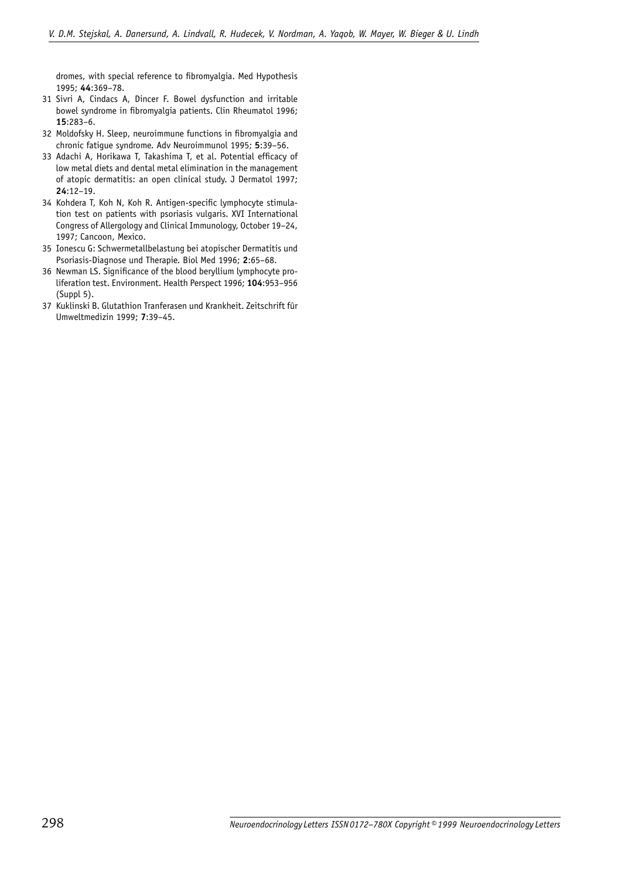dromes, with special reference to fibromyalgia. Med Hypothesis 1995; **44**:369–78.

31 Sivri A, Cindacs A, Dincer F. Bowel dysfunction and irritable bowel syndrome in fibromyalgia patients. Clin Rheumatol 1996; **15**:283–6.

32 Moldofsky H. Sleep, neuroimmune functions in fibromyalgia and chronic fatigue syndrome. Adv Neuroimmunol 1995; **5**:39–56.

33 Adachi A, Horikawa T, Takashima T, et al. Potential efficacy of low metal diets and dental metal elimination in the management of atopic dermatitis: an open clinical study. J Dermatol 1997; **24**:12–19.

34 Kohdera T, Koh N, Koh R. Antigen-specific lymphocyte stimulation test on patients with psoriasis vulgaris. XVI International Congress of Allergology and Clinical Immunology, October 19–24, 1997; Cancoon, Mexico.

35 Ionescu G: Schwermetallbelastung bei atopischer Dermatitis und Psoriasis-Diagnose und Therapie. Biol Med 1996; **2**:65–68.

36 Newman LS. Significance of the blood beryllium lymphocyte proliferation test. Environment. Health Perspect 1996; **104**:953–956 (Suppl 5).

37 Kuklinski B. Glutathion Tranferasen und Krankheit. Zeitschrift für Umweltmedizin 1999; **7**:39–45.